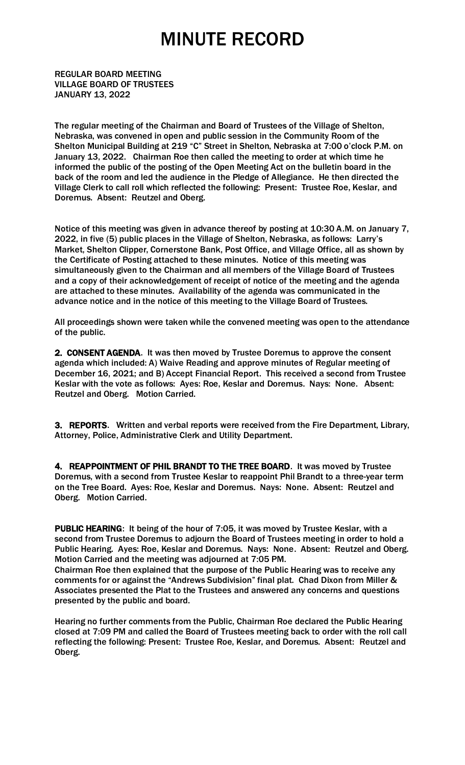# MINUTE RECORD

REGULAR BOARD MEETING
VILLAGE BOARD OF TRUSTEES
JANUARY 13, 2022

The regular meeting of the Chairman and Board of Trustees of the Village of Shelton, Nebraska, was convened in open and public session in the Community Room of the Shelton Municipal Building at 219 "C" Street in Shelton, Nebraska at 7:00 o'clock P.M. on January 13, 2022. Chairman Roe then called the meeting to order at which time he informed the public of the posting of the Open Meeting Act on the bulletin board in the back of the room and led the audience in the Pledge of Allegiance. He then directed the Village Clerk to call roll which reflected the following: Present: Trustee Roe, Keslar, and Doremus. Absent: Reutzel and Oberg.

Notice of this meeting was given in advance thereof by posting at 10:30 A.M. on January 7, 2022, in five (5) public places in the Village of Shelton, Nebraska, as follows: Larry's Market, Shelton Clipper, Cornerstone Bank, Post Office, and Village Office, all as shown by the Certificate of Posting attached to these minutes. Notice of this meeting was simultaneously given to the Chairman and all members of the Village Board of Trustees and a copy of their acknowledgement of receipt of notice of the meeting and the agenda are attached to these minutes. Availability of the agenda was communicated in the advance notice and in the notice of this meeting to the Village Board of Trustees.

All proceedings shown were taken while the convened meeting was open to the attendance of the public.

**2. CONSENT AGENDA**. It was then moved by Trustee Doremus to approve the consent agenda which included: A) Waive Reading and approve minutes of Regular meeting of December 16, 2021; and B) Accept Financial Report. This received a second from Trustee Keslar with the vote as follows: Ayes: Roe, Keslar and Doremus. Nays: None. Absent: Reutzel and Oberg. Motion Carried.

**3. REPORTS**. Written and verbal reports were received from the Fire Department, Library, Attorney, Police, Administrative Clerk and Utility Department.

**4. REAPPOINTMENT OF PHIL BRANDT TO THE TREE BOARD**. It was moved by Trustee Doremus, with a second from Trustee Keslar to reappoint Phil Brandt to a three-year term on the Tree Board. Ayes: Roe, Keslar and Doremus. Nays: None. Absent: Reutzel and Oberg. Motion Carried.

**PUBLIC HEARING**: It being of the hour of 7:05, it was moved by Trustee Keslar, with a second from Trustee Doremus to adjourn the Board of Trustees meeting in order to hold a Public Hearing. Ayes: Roe, Keslar and Doremus. Nays: None. Absent: Reutzel and Oberg. Motion Carried and the meeting was adjourned at 7:05 PM.
Chairman Roe then explained that the purpose of the Public Hearing was to receive any comments for or against the "Andrews Subdivision" final plat. Chad Dixon from Miller & Associates presented the Plat to the Trustees and answered any concerns and questions presented by the public and board.

Hearing no further comments from the Public, Chairman Roe declared the Public Hearing closed at 7:09 PM and called the Board of Trustees meeting back to order with the roll call reflecting the following: Present: Trustee Roe, Keslar, and Doremus. Absent: Reutzel and Oberg.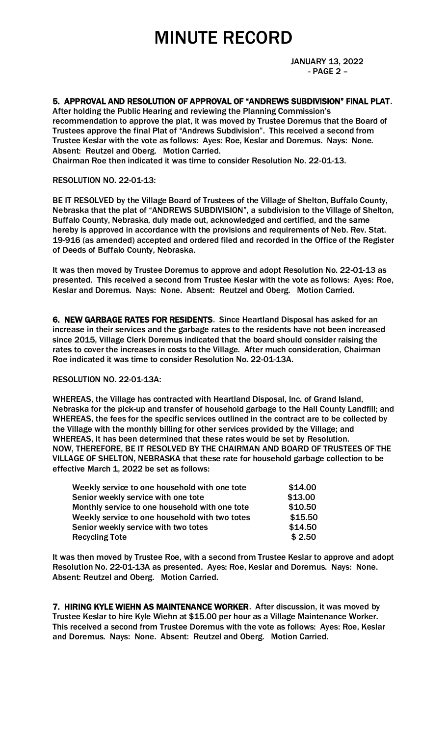# MINUTE RECORD

JANUARY 13, 2022

**5. APPROVAL AND RESOLUTION OF APPROVAL OF "ANDREWS SUBDIVISION" FINAL PLAT**. After holding the Public Hearing and reviewing the Planning Commission's recommendation to approve the plat, it was moved by Trustee Doremus that the Board of Trustees approve the final Plat of "Andrews Subdivision". This received a second from Trustee Keslar with the vote as follows: Ayes: Roe, Keslar and Doremus. Nays: None. Absent: Reutzel and Oberg. Motion Carried.
Chairman Roe then indicated it was time to consider Resolution No. 22-01-13.

RESOLUTION NO. 22-01-13:

BE IT RESOLVED by the Village Board of Trustees of the Village of Shelton, Buffalo County, Nebraska that the plat of "ANDREWS SUBDIVISION", a subdivision to the Village of Shelton, Buffalo County, Nebraska, duly made out, acknowledged and certified, and the same hereby is approved in accordance with the provisions and requirements of Neb. Rev. Stat. 19-916 (as amended) accepted and ordered filed and recorded in the Office of the Register of Deeds of Buffalo County, Nebraska.

It was then moved by Trustee Doremus to approve and adopt Resolution No. 22-01-13 as presented. This received a second from Trustee Keslar with the vote as follows: Ayes: Roe, Keslar and Doremus. Nays: None. Absent: Reutzel and Oberg. Motion Carried.

**6. NEW GARBAGE RATES FOR RESIDENTS**. Since Heartland Disposal has asked for an increase in their services and the garbage rates to the residents have not been increased since 2015, Village Clerk Doremus indicated that the board should consider raising the rates to cover the increases in costs to the Village. After much consideration, Chairman Roe indicated it was time to consider Resolution No. 22-01-13A.

RESOLUTION NO. 22-01-13A:

WHEREAS, the Village has contracted with Heartland Disposal, Inc. of Grand Island, Nebraska for the pick-up and transfer of household garbage to the Hall County Landfill; and WHEREAS, the fees for the specific services outlined in the contract are to be collected by the Village with the monthly billing for other services provided by the Village; and WHEREAS, it has been determined that these rates would be set by Resolution.
NOW, THEREFORE, BE IT RESOLVED BY THE CHAIRMAN AND BOARD OF TRUSTEES OF THE VILLAGE OF SHELTON, NEBRASKA that these rate for household garbage collection to be effective March 1, 2022 be set as follows:

| | |
|---|---|
| Weekly service to one household with one tote | $14.00 |
| Senior weekly service with one tote | $13.00 |
| Monthly service to one household with one tote | $10.50 |
| Weekly service to one household with two totes | $15.50 |
| Senior weekly service with two totes | $14.50 |
| Recycling Tote | $ 2.50 |

It was then moved by Trustee Roe, with a second from Trustee Keslar to approve and adopt Resolution No. 22-01-13A as presented. Ayes: Roe, Keslar and Doremus. Nays: None. Absent: Reutzel and Oberg. Motion Carried.

**7. HIRING KYLE WIEHN AS MAINTENANCE WORKER**. After discussion, it was moved by Trustee Keslar to hire Kyle Wiehn at $15.00 per hour as a Village Maintenance Worker. This received a second from Trustee Doremus with the vote as follows: Ayes: Roe, Keslar and Doremus. Nays: None. Absent: Reutzel and Oberg. Motion Carried.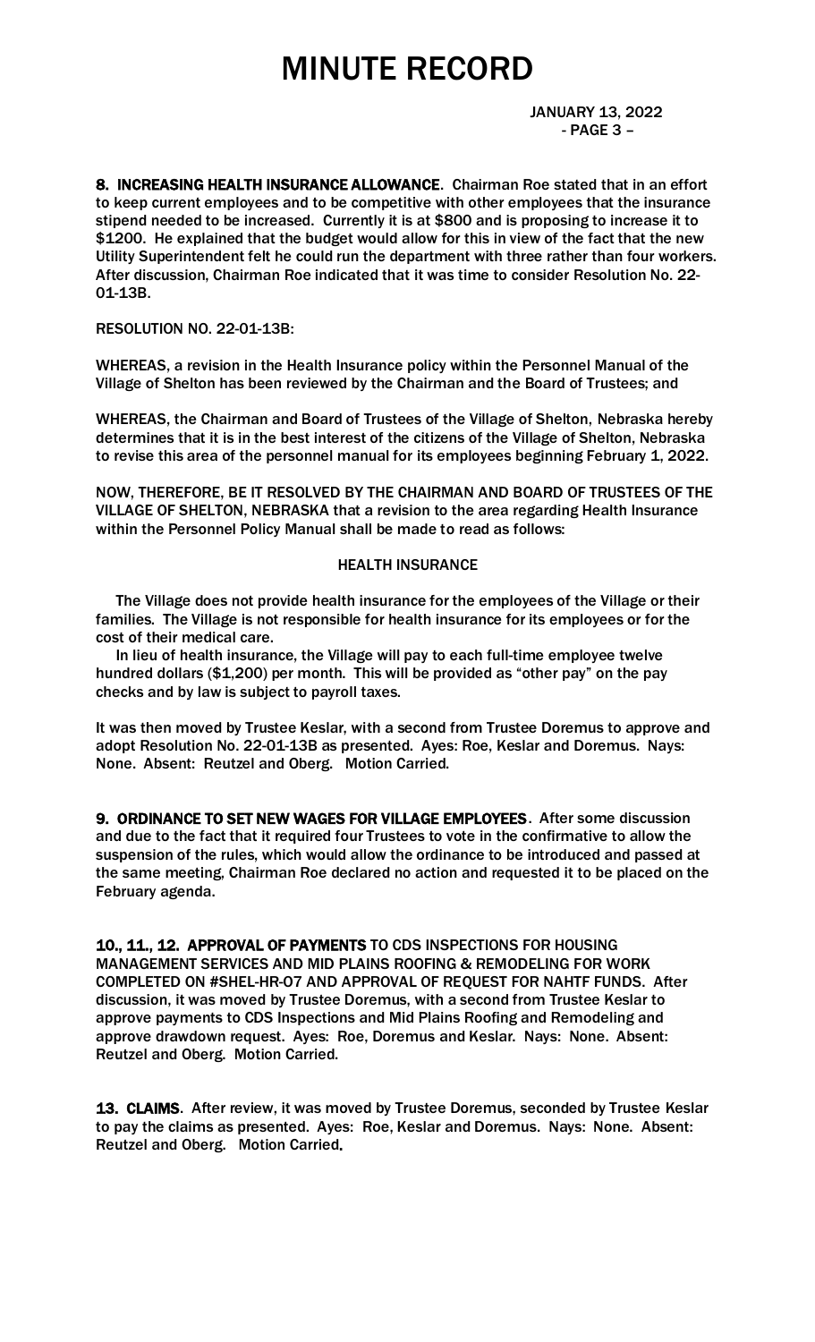**8. INCREASING HEALTH INSURANCE ALLOWANCE**. Chairman Roe stated that in an effort to keep current employees and to be competitive with other employees that the insurance stipend needed to be increased. Currently it is at $800 and is proposing to increase it to $1200. He explained that the budget would allow for this in view of the fact that the new Utility Superintendent felt he could run the department with three rather than four workers. After discussion, Chairman Roe indicated that it was time to consider Resolution No. 22-01-13B.

RESOLUTION NO. 22-01-13B:

WHEREAS, a revision in the Health Insurance policy within the Personnel Manual of the Village of Shelton has been reviewed by the Chairman and the Board of Trustees; and

WHEREAS, the Chairman and Board of Trustees of the Village of Shelton, Nebraska hereby determines that it is in the best interest of the citizens of the Village of Shelton, Nebraska to revise this area of the personnel manual for its employees beginning February 1, 2022.

NOW, THEREFORE, BE IT RESOLVED BY THE CHAIRMAN AND BOARD OF TRUSTEES OF THE VILLAGE OF SHELTON, NEBRASKA that a revision to the area regarding Health Insurance within the Personnel Policy Manual shall be made to read as follows:

HEALTH INSURANCE

The Village does not provide health insurance for the employees of the Village or their families. The Village is not responsible for health insurance for its employees or for the cost of their medical care.

In lieu of health insurance, the Village will pay to each full-time employee twelve hundred dollars ($1,200) per month. This will be provided as "other pay" on the pay checks and by law is subject to payroll taxes.

It was then moved by Trustee Keslar, with a second from Trustee Doremus to approve and adopt Resolution No. 22-01-13B as presented. Ayes: Roe, Keslar and Doremus. Nays: None. Absent: Reutzel and Oberg. Motion Carried.

**9. ORDINANCE TO SET NEW WAGES FOR VILLAGE EMPLOYEES**. After some discussion and due to the fact that it required four Trustees to vote in the confirmative to allow the suspension of the rules, which would allow the ordinance to be introduced and passed at the same meeting, Chairman Roe declared no action and requested it to be placed on the February agenda.

**10., 11., 12. APPROVAL OF PAYMENTS** TO CDS INSPECTIONS FOR HOUSING MANAGEMENT SERVICES AND MID PLAINS ROOFING & REMODELING FOR WORK COMPLETED ON #SHEL-HR-07 AND APPROVAL OF REQUEST FOR NAHTF FUNDS. After discussion, it was moved by Trustee Doremus, with a second from Trustee Keslar to approve payments to CDS Inspections and Mid Plains Roofing and Remodeling and approve drawdown request. Ayes: Roe, Doremus and Keslar. Nays: None. Absent: Reutzel and Oberg. Motion Carried.

**13. CLAIMS**. After review, it was moved by Trustee Doremus, seconded by Trustee Keslar to pay the claims as presented. Ayes: Roe, Keslar and Doremus. Nays: None. Absent: Reutzel and Oberg. Motion Carried.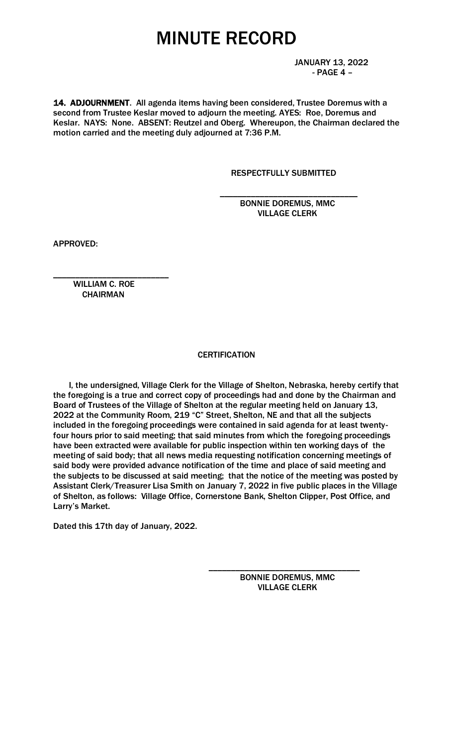# MINUTE RECORD

JANUARY 13, 2022
- PAGE 4 –

**14. ADJOURNMENT**. All agenda items having been considered, Trustee Doremus with a second from Trustee Keslar moved to adjourn the meeting. AYES: Roe, Doremus and Keslar. NAYS: None. ABSENT: Reutzel and Oberg. Whereupon, the Chairman declared the motion carried and the meeting duly adjourned at 7:36 P.M.

RESPECTFULLY SUBMITTED

______________________________
BONNIE DOREMUS, MMC
VILLAGE CLERK

APPROVED:

__________________________
WILLIAM C. ROE
CHAIRMAN

CERTIFICATION

I, the undersigned, Village Clerk for the Village of Shelton, Nebraska, hereby certify that the foregoing is a true and correct copy of proceedings had and done by the Chairman and Board of Trustees of the Village of Shelton at the regular meeting held on January 13, 2022 at the Community Room, 219 "C" Street, Shelton, NE and that all the subjects included in the foregoing proceedings were contained in said agenda for at least twenty-four hours prior to said meeting; that said minutes from which the foregoing proceedings have been extracted were available for public inspection within ten working days of the meeting of said body; that all news media requesting notification concerning meetings of said body were provided advance notification of the time and place of said meeting and the subjects to be discussed at said meeting; that the notice of the meeting was posted by Assistant Clerk/Treasurer Lisa Smith on January 7, 2022 in five public places in the Village of Shelton, as follows: Village Office, Cornerstone Bank, Shelton Clipper, Post Office, and Larry's Market.

Dated this 17th day of January, 2022.

________________________________
BONNIE DOREMUS, MMC
VILLAGE CLERK